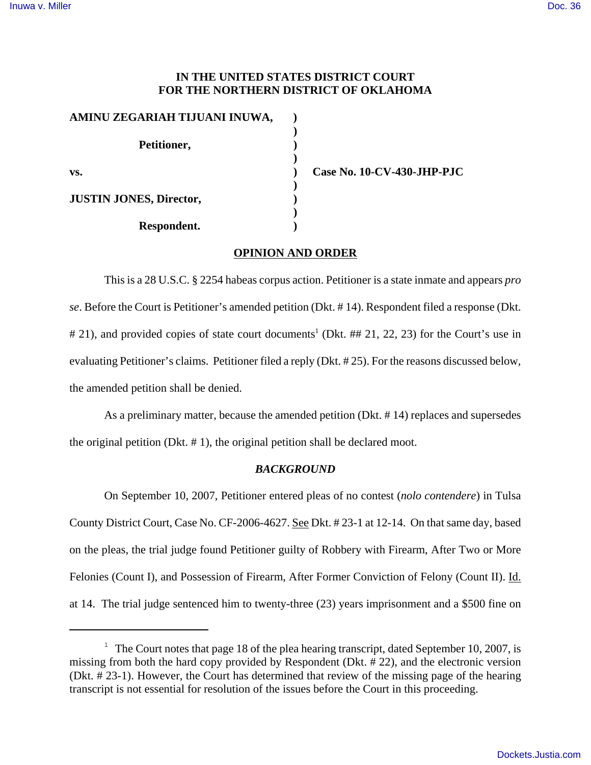# IN THE UNITED STATES DISTRICT COURT FOR THE NORTHERN DISTRICT OF OKLAHOMA

**AMINU ZEGARIAH TIJUANI INUWA,**

**Petitioner,**

**vs.**

**JUSTIN JONES, Director,**

**Respondent.**

**Case No. 10-CV-430-JHP-PJC**

## OPINION AND ORDER

This is a 28 U.S.C. § 2254 habeas corpus action. Petitioner is a state inmate and appears *pro se*. Before the Court is Petitioner's amended petition (Dkt. # 14). Respondent filed a response (Dkt. # 21), and provided copies of state court documents[1] (Dkt. ## 21, 22, 23) for the Court's use in evaluating Petitioner's claims. Petitioner filed a reply (Dkt. # 25). For the reasons discussed below, the amended petition shall be denied.

As a preliminary matter, because the amended petition (Dkt. # 14) replaces and supersedes the original petition (Dkt. # 1), the original petition shall be declared moot.

### *BACKGROUND*

On September 10, 2007, Petitioner entered pleas of no contest (*nolo contendere*) in Tulsa County District Court, Case No. CF-2006-4627. See Dkt. # 23-1 at 12-14. On that same day, based on the pleas, the trial judge found Petitioner guilty of Robbery with Firearm, After Two or More Felonies (Count I), and Possession of Firearm, After Former Conviction of Felony (Count II). Id. at 14. The trial judge sentenced him to twenty-three (23) years imprisonment and a $500 fine on

---

[1] The Court notes that page 18 of the plea hearing transcript, dated September 10, 2007, is missing from both the hard copy provided by Respondent (Dkt. # 22), and the electronic version (Dkt. # 23-1). However, the Court has determined that review of the missing page of the hearing transcript is not essential for resolution of the issues before the Court in this proceeding.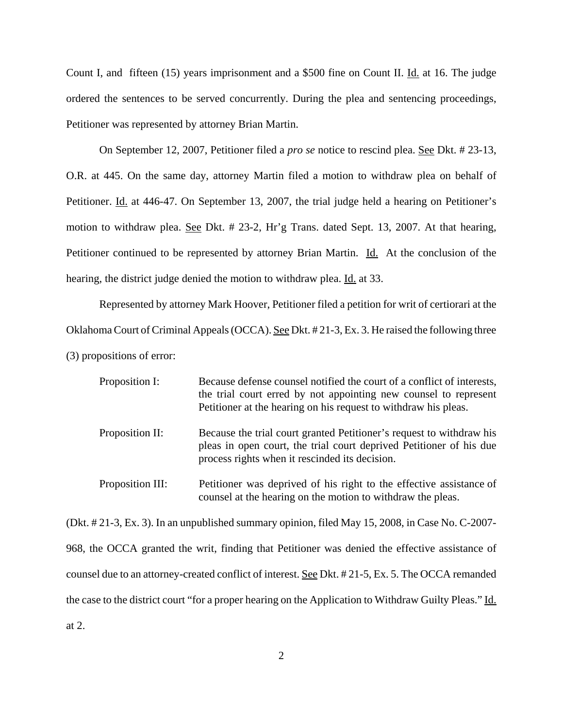Count I, and fifteen (15) years imprisonment and a $500 fine on Count II. Id. at 16. The judge ordered the sentences to be served concurrently. During the plea and sentencing proceedings, Petitioner was represented by attorney Brian Martin.

On September 12, 2007, Petitioner filed a *pro se* notice to rescind plea. See Dkt. # 23-13, O.R. at 445. On the same day, attorney Martin filed a motion to withdraw plea on behalf of Petitioner. Id. at 446-47. On September 13, 2007, the trial judge held a hearing on Petitioner's motion to withdraw plea. See Dkt. # 23-2, Hr'g Trans. dated Sept. 13, 2007. At that hearing, Petitioner continued to be represented by attorney Brian Martin. Id. At the conclusion of the hearing, the district judge denied the motion to withdraw plea. Id. at 33.

Represented by attorney Mark Hoover, Petitioner filed a petition for writ of certiorari at the Oklahoma Court of Criminal Appeals (OCCA). See Dkt. # 21-3, Ex. 3. He raised the following three (3) propositions of error:

> Proposition I: Because defense counsel notified the court of a conflict of interests, the trial court erred by not appointing new counsel to represent Petitioner at the hearing on his request to withdraw his pleas.
>
> Proposition II: Because the trial court granted Petitioner's request to withdraw his pleas in open court, the trial court deprived Petitioner of his due process rights when it rescinded its decision.
>
> Proposition III: Petitioner was deprived of his right to the effective assistance of counsel at the hearing on the motion to withdraw the pleas.

(Dkt. # 21-3, Ex. 3). In an unpublished summary opinion, filed May 15, 2008, in Case No. C-2007-968, the OCCA granted the writ, finding that Petitioner was denied the effective assistance of counsel due to an attorney-created conflict of interest. See Dkt. # 21-5, Ex. 5. The OCCA remanded the case to the district court "for a proper hearing on the Application to Withdraw Guilty Pleas." Id. at 2.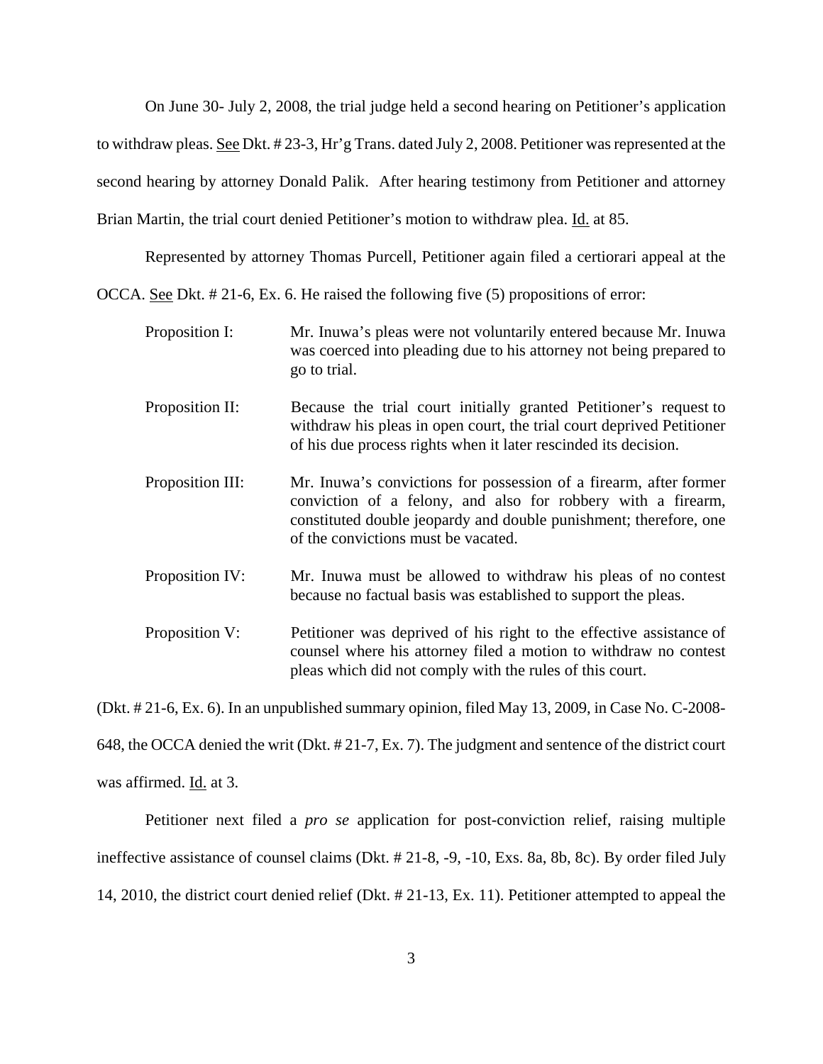On June 30- July 2, 2008, the trial judge held a second hearing on Petitioner's application to withdraw pleas. See Dkt. # 23-3, Hr'g Trans. dated July 2, 2008. Petitioner was represented at the second hearing by attorney Donald Palik. After hearing testimony from Petitioner and attorney Brian Martin, the trial court denied Petitioner's motion to withdraw plea. Id. at 85.

Represented by attorney Thomas Purcell, Petitioner again filed a certiorari appeal at the OCCA. See Dkt. # 21-6, Ex. 6. He raised the following five (5) propositions of error:

Proposition I: Mr. Inuwa's pleas were not voluntarily entered because Mr. Inuwa was coerced into pleading due to his attorney not being prepared to go to trial.

Proposition II: Because the trial court initially granted Petitioner's request to withdraw his pleas in open court, the trial court deprived Petitioner of his due process rights when it later rescinded its decision.

Proposition III: Mr. Inuwa's convictions for possession of a firearm, after former conviction of a felony, and also for robbery with a firearm, constituted double jeopardy and double punishment; therefore, one of the convictions must be vacated.

Proposition IV: Mr. Inuwa must be allowed to withdraw his pleas of no contest because no factual basis was established to support the pleas.

Proposition V: Petitioner was deprived of his right to the effective assistance of counsel where his attorney filed a motion to withdraw no contest pleas which did not comply with the rules of this court.

(Dkt. # 21-6, Ex. 6). In an unpublished summary opinion, filed May 13, 2009, in Case No. C-2008-648, the OCCA denied the writ (Dkt. # 21-7, Ex. 7). The judgment and sentence of the district court was affirmed. Id. at 3.

Petitioner next filed a *pro se* application for post-conviction relief, raising multiple ineffective assistance of counsel claims (Dkt. # 21-8, -9, -10, Exs. 8a, 8b, 8c). By order filed July 14, 2010, the district court denied relief (Dkt. # 21-13, Ex. 11). Petitioner attempted to appeal the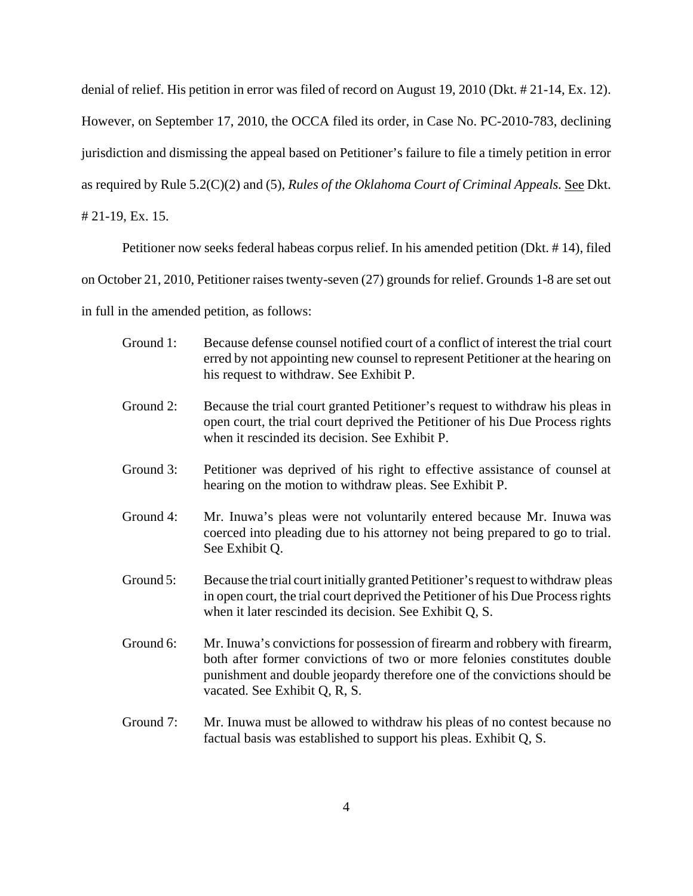denial of relief. His petition in error was filed of record on August 19, 2010 (Dkt. # 21-14, Ex. 12). However, on September 17, 2010, the OCCA filed its order, in Case No. PC-2010-783, declining jurisdiction and dismissing the appeal based on Petitioner's failure to file a timely petition in error as required by Rule 5.2(C)(2) and (5), *Rules of the Oklahoma Court of Criminal Appeals.* See Dkt. # 21-19, Ex. 15.

Petitioner now seeks federal habeas corpus relief. In his amended petition (Dkt. # 14), filed on October 21, 2010, Petitioner raises twenty-seven (27) grounds for relief. Grounds 1-8 are set out in full in the amended petition, as follows:

Ground 1: Because defense counsel notified court of a conflict of interest the trial court erred by not appointing new counsel to represent Petitioner at the hearing on his request to withdraw. See Exhibit P.

Ground 2: Because the trial court granted Petitioner's request to withdraw his pleas in open court, the trial court deprived the Petitioner of his Due Process rights when it rescinded its decision. See Exhibit P.

Ground 3: Petitioner was deprived of his right to effective assistance of counsel at hearing on the motion to withdraw pleas. See Exhibit P.

Ground 4: Mr. Inuwa's pleas were not voluntarily entered because Mr. Inuwa was coerced into pleading due to his attorney not being prepared to go to trial. See Exhibit Q.

Ground 5: Because the trial court initially granted Petitioner's request to withdraw pleas in open court, the trial court deprived the Petitioner of his Due Process rights when it later rescinded its decision. See Exhibit Q, S.

Ground 6: Mr. Inuwa's convictions for possession of firearm and robbery with firearm, both after former convictions of two or more felonies constitutes double punishment and double jeopardy therefore one of the convictions should be vacated. See Exhibit Q, R, S.

Ground 7: Mr. Inuwa must be allowed to withdraw his pleas of no contest because no factual basis was established to support his pleas. Exhibit Q, S.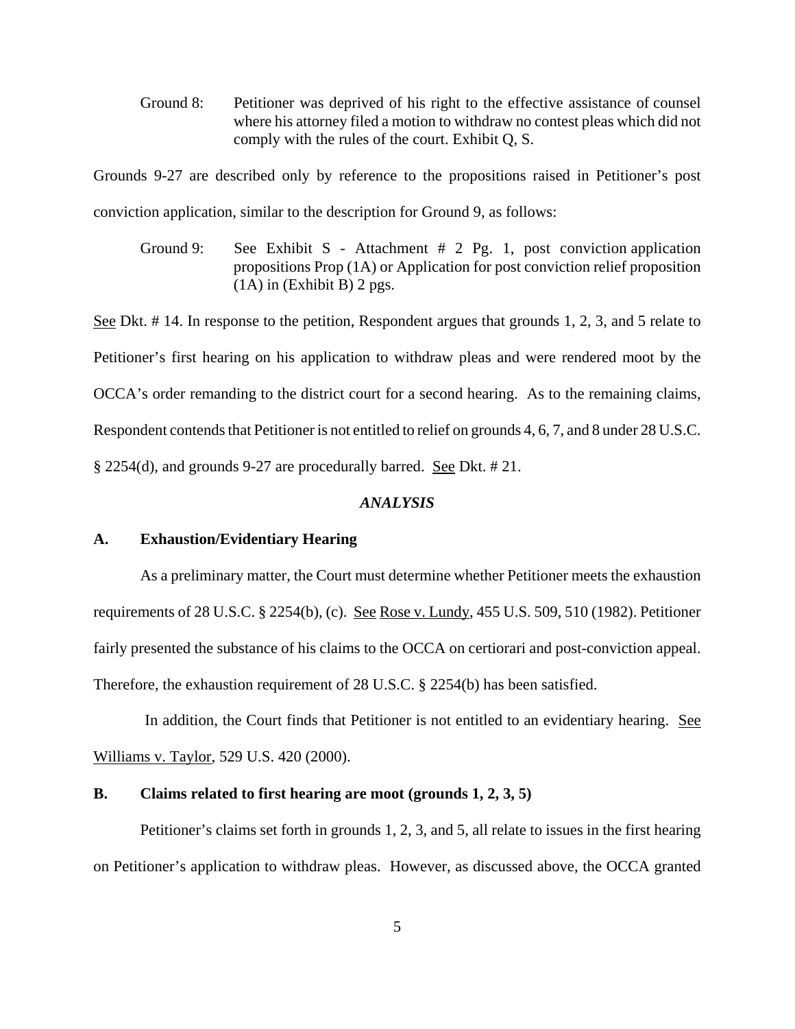Ground 8: Petitioner was deprived of his right to the effective assistance of counsel where his attorney filed a motion to withdraw no contest pleas which did not comply with the rules of the court. Exhibit Q, S.

Grounds 9-27 are described only by reference to the propositions raised in Petitioner's post conviction application, similar to the description for Ground 9, as follows:

Ground 9: See Exhibit S - Attachment # 2 Pg. 1, post conviction application propositions Prop (1A) or Application for post conviction relief proposition (1A) in (Exhibit B) 2 pgs.

See Dkt. # 14. In response to the petition, Respondent argues that grounds 1, 2, 3, and 5 relate to Petitioner's first hearing on his application to withdraw pleas and were rendered moot by the OCCA's order remanding to the district court for a second hearing. As to the remaining claims, Respondent contends that Petitioner is not entitled to relief on grounds 4, 6, 7, and 8 under 28 U.S.C. § 2254(d), and grounds 9-27 are procedurally barred. See Dkt. # 21.

### *ANALYSIS*

### A. Exhaustion/Evidentiary Hearing

As a preliminary matter, the Court must determine whether Petitioner meets the exhaustion requirements of 28 U.S.C. § 2254(b), (c). See Rose v. Lundy, 455 U.S. 509, 510 (1982). Petitioner fairly presented the substance of his claims to the OCCA on certiorari and post-conviction appeal. Therefore, the exhaustion requirement of 28 U.S.C. § 2254(b) has been satisfied.

In addition, the Court finds that Petitioner is not entitled to an evidentiary hearing. See Williams v. Taylor, 529 U.S. 420 (2000).

### B. Claims related to first hearing are moot (grounds 1, 2, 3, 5)

Petitioner's claims set forth in grounds 1, 2, 3, and 5, all relate to issues in the first hearing on Petitioner's application to withdraw pleas. However, as discussed above, the OCCA granted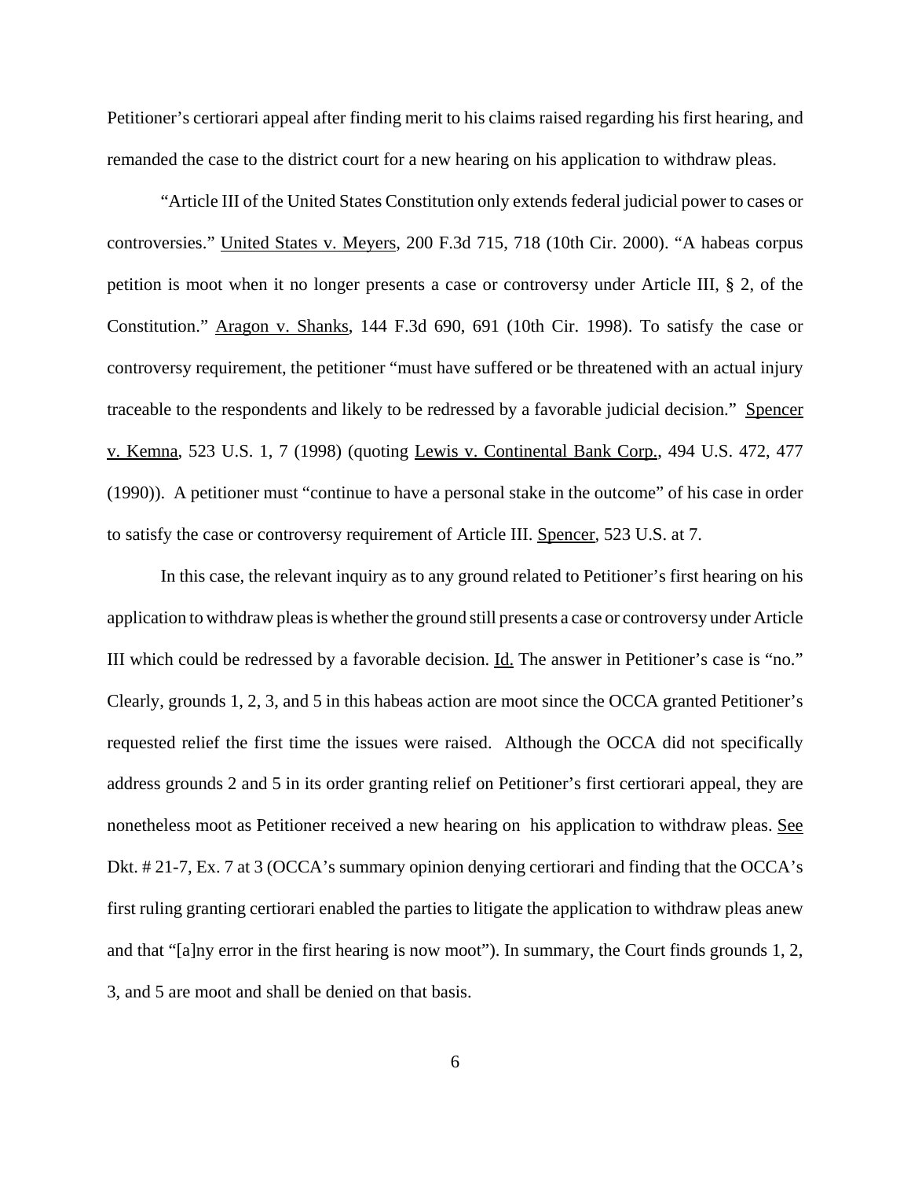Petitioner's certiorari appeal after finding merit to his claims raised regarding his first hearing, and remanded the case to the district court for a new hearing on his application to withdraw pleas.

"Article III of the United States Constitution only extends federal judicial power to cases or controversies." United States v. Meyers, 200 F.3d 715, 718 (10th Cir. 2000). "A habeas corpus petition is moot when it no longer presents a case or controversy under Article III, § 2, of the Constitution." Aragon v. Shanks, 144 F.3d 690, 691 (10th Cir. 1998). To satisfy the case or controversy requirement, the petitioner "must have suffered or be threatened with an actual injury traceable to the respondents and likely to be redressed by a favorable judicial decision." Spencer v. Kemna, 523 U.S. 1, 7 (1998) (quoting Lewis v. Continental Bank Corp., 494 U.S. 472, 477 (1990)). A petitioner must "continue to have a personal stake in the outcome" of his case in order to satisfy the case or controversy requirement of Article III. Spencer, 523 U.S. at 7.

In this case, the relevant inquiry as to any ground related to Petitioner's first hearing on his application to withdraw pleas is whether the ground still presents a case or controversy under Article III which could be redressed by a favorable decision. Id. The answer in Petitioner's case is "no." Clearly, grounds 1, 2, 3, and 5 in this habeas action are moot since the OCCA granted Petitioner's requested relief the first time the issues were raised. Although the OCCA did not specifically address grounds 2 and 5 in its order granting relief on Petitioner's first certiorari appeal, they are nonetheless moot as Petitioner received a new hearing on his application to withdraw pleas. See Dkt. # 21-7, Ex. 7 at 3 (OCCA's summary opinion denying certiorari and finding that the OCCA's first ruling granting certiorari enabled the parties to litigate the application to withdraw pleas anew and that "[a]ny error in the first hearing is now moot"). In summary, the Court finds grounds 1, 2, 3, and 5 are moot and shall be denied on that basis.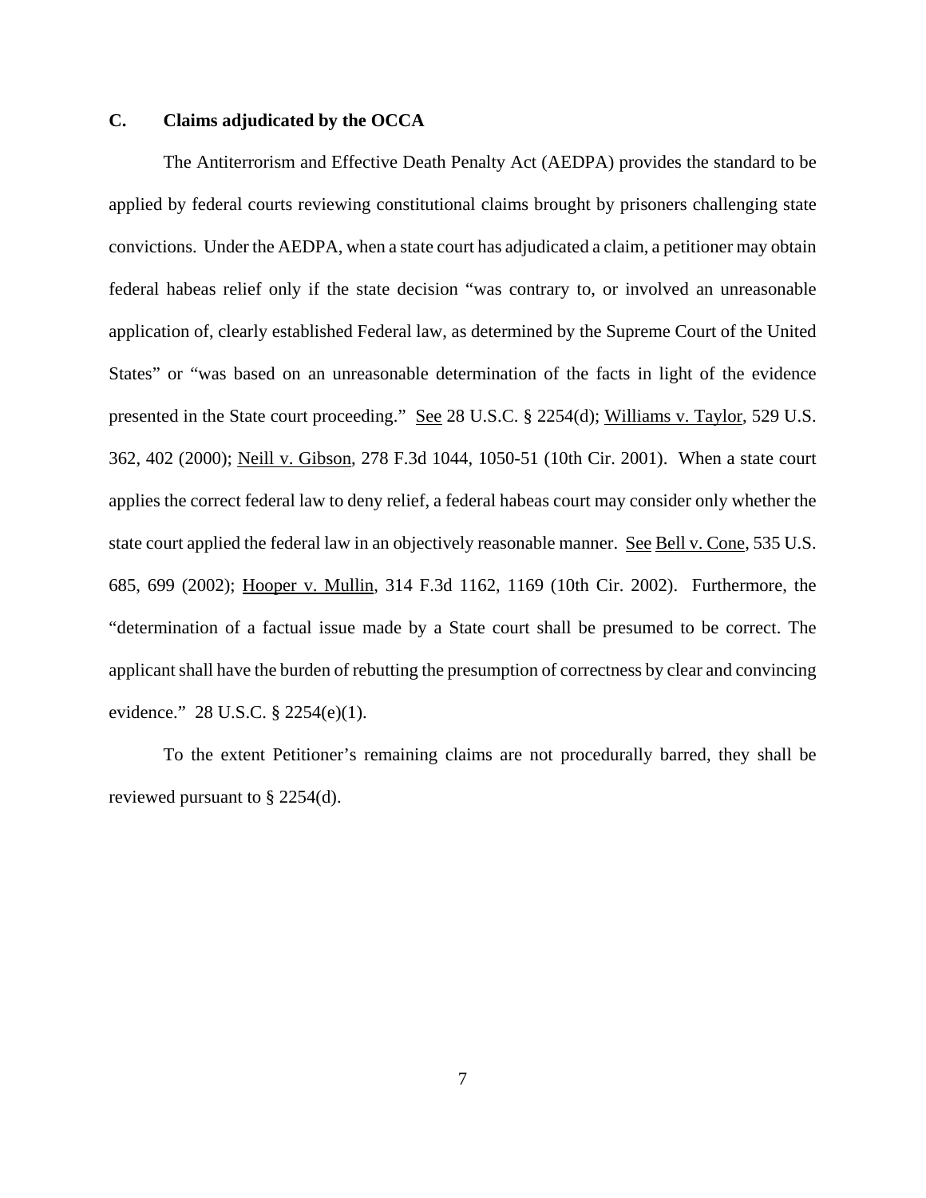### C. Claims adjudicated by the OCCA

The Antiterrorism and Effective Death Penalty Act (AEDPA) provides the standard to be applied by federal courts reviewing constitutional claims brought by prisoners challenging state convictions. Under the AEDPA, when a state court has adjudicated a claim, a petitioner may obtain federal habeas relief only if the state decision "was contrary to, or involved an unreasonable application of, clearly established Federal law, as determined by the Supreme Court of the United States" or "was based on an unreasonable determination of the facts in light of the evidence presented in the State court proceeding." See 28 U.S.C. § 2254(d); Williams v. Taylor, 529 U.S. 362, 402 (2000); Neill v. Gibson, 278 F.3d 1044, 1050-51 (10th Cir. 2001). When a state court applies the correct federal law to deny relief, a federal habeas court may consider only whether the state court applied the federal law in an objectively reasonable manner. See Bell v. Cone, 535 U.S. 685, 699 (2002); Hooper v. Mullin, 314 F.3d 1162, 1169 (10th Cir. 2002). Furthermore, the "determination of a factual issue made by a State court shall be presumed to be correct. The applicant shall have the burden of rebutting the presumption of correctness by clear and convincing evidence." 28 U.S.C. § 2254(e)(1).

To the extent Petitioner's remaining claims are not procedurally barred, they shall be reviewed pursuant to § 2254(d).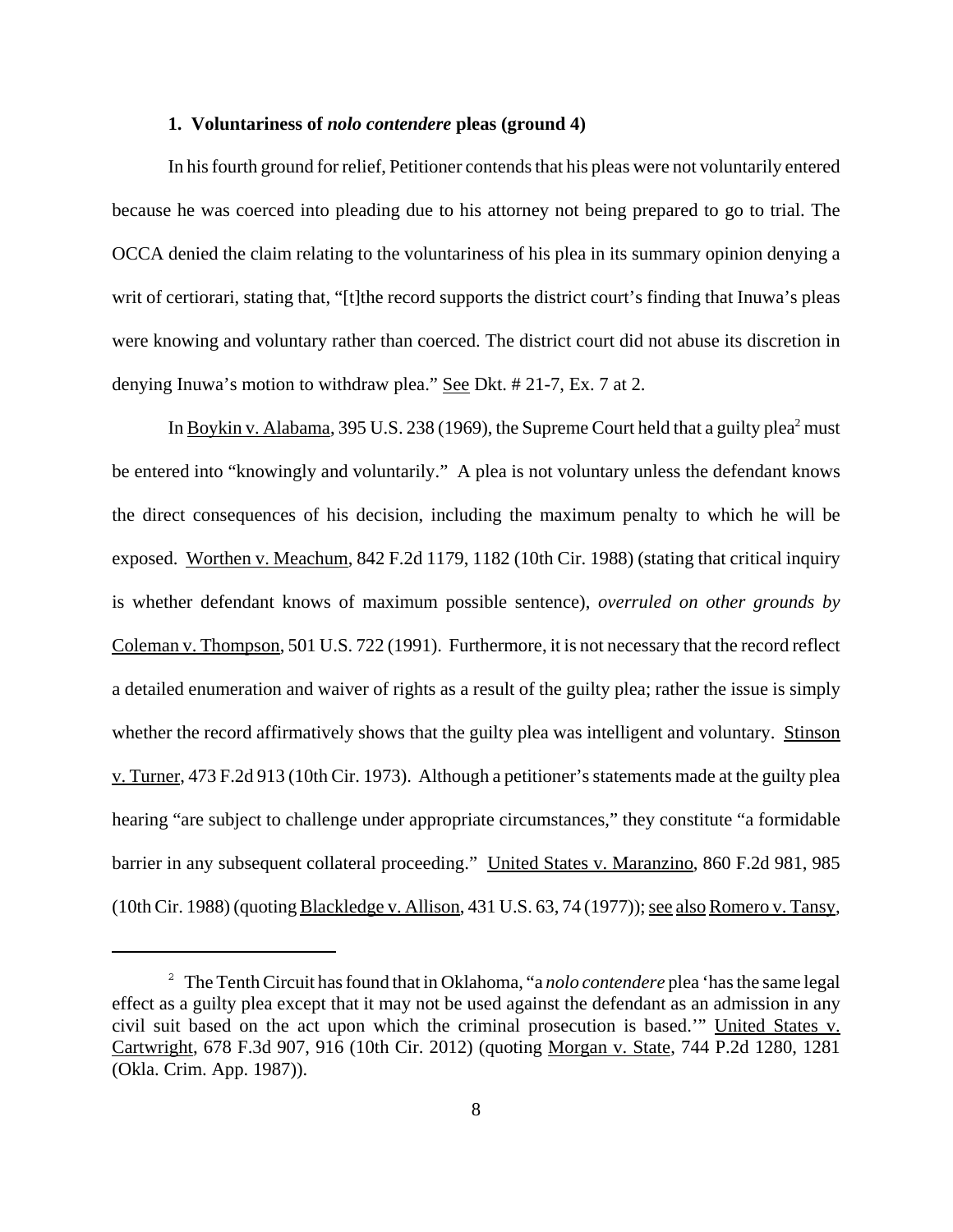### 1. Voluntariness of *nolo contendere* pleas (ground 4)

In his fourth ground for relief, Petitioner contends that his pleas were not voluntarily entered because he was coerced into pleading due to his attorney not being prepared to go to trial. The OCCA denied the claim relating to the voluntariness of his plea in its summary opinion denying a writ of certiorari, stating that, "[t]the record supports the district court's finding that Inuwa's pleas were knowing and voluntary rather than coerced. The district court did not abuse its discretion in denying Inuwa's motion to withdraw plea." See Dkt. # 21-7, Ex. 7 at 2.

In Boykin v. Alabama, 395 U.S. 238 (1969), the Supreme Court held that a guilty plea[2] must be entered into "knowingly and voluntarily." A plea is not voluntary unless the defendant knows the direct consequences of his decision, including the maximum penalty to which he will be exposed. Worthen v. Meachum, 842 F.2d 1179, 1182 (10th Cir. 1988) (stating that critical inquiry is whether defendant knows of maximum possible sentence), *overruled on other grounds by* Coleman v. Thompson, 501 U.S. 722 (1991). Furthermore, it is not necessary that the record reflect a detailed enumeration and waiver of rights as a result of the guilty plea; rather the issue is simply whether the record affirmatively shows that the guilty plea was intelligent and voluntary. Stinson v. Turner, 473 F.2d 913 (10th Cir. 1973). Although a petitioner's statements made at the guilty plea hearing "are subject to challenge under appropriate circumstances," they constitute "a formidable barrier in any subsequent collateral proceeding." United States v. Maranzino, 860 F.2d 981, 985 (10th Cir. 1988) (quoting Blackledge v. Allison, 431 U.S. 63, 74 (1977)); see also Romero v. Tansy,

---

[2] The Tenth Circuit has found that in Oklahoma, "a *nolo contendere* plea 'has the same legal effect as a guilty plea except that it may not be used against the defendant as an admission in any civil suit based on the act upon which the criminal prosecution is based.'" United States v. Cartwright, 678 F.3d 907, 916 (10th Cir. 2012) (quoting Morgan v. State, 744 P.2d 1280, 1281 (Okla. Crim. App. 1987)).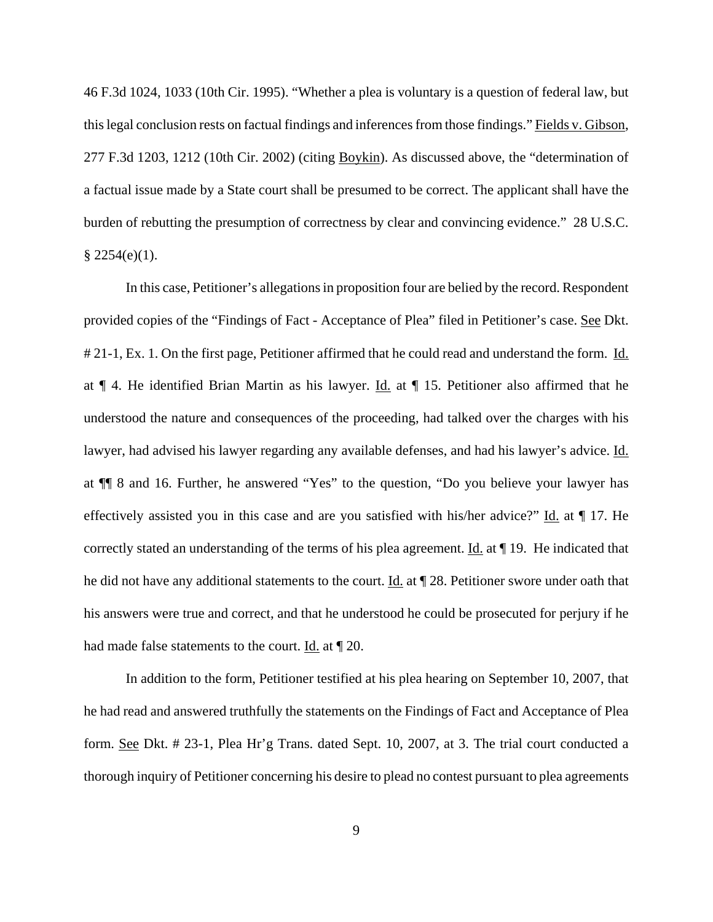46 F.3d 1024, 1033 (10th Cir. 1995). "Whether a plea is voluntary is a question of federal law, but this legal conclusion rests on factual findings and inferences from those findings." Fields v. Gibson, 277 F.3d 1203, 1212 (10th Cir. 2002) (citing Boykin). As discussed above, the "determination of a factual issue made by a State court shall be presumed to be correct. The applicant shall have the burden of rebutting the presumption of correctness by clear and convincing evidence." 28 U.S.C. § 2254(e)(1).

In this case, Petitioner's allegations in proposition four are belied by the record. Respondent provided copies of the "Findings of Fact - Acceptance of Plea" filed in Petitioner's case. See Dkt. # 21-1, Ex. 1. On the first page, Petitioner affirmed that he could read and understand the form. Id. at ¶ 4. He identified Brian Martin as his lawyer. Id. at ¶ 15. Petitioner also affirmed that he understood the nature and consequences of the proceeding, had talked over the charges with his lawyer, had advised his lawyer regarding any available defenses, and had his lawyer's advice. Id. at ¶¶ 8 and 16. Further, he answered "Yes" to the question, "Do you believe your lawyer has effectively assisted you in this case and are you satisfied with his/her advice?" Id. at ¶ 17. He correctly stated an understanding of the terms of his plea agreement. Id. at ¶ 19. He indicated that he did not have any additional statements to the court. Id. at ¶ 28. Petitioner swore under oath that his answers were true and correct, and that he understood he could be prosecuted for perjury if he had made false statements to the court. Id. at ¶ 20.

In addition to the form, Petitioner testified at his plea hearing on September 10, 2007, that he had read and answered truthfully the statements on the Findings of Fact and Acceptance of Plea form. See Dkt. # 23-1, Plea Hr'g Trans. dated Sept. 10, 2007, at 3. The trial court conducted a thorough inquiry of Petitioner concerning his desire to plead no contest pursuant to plea agreements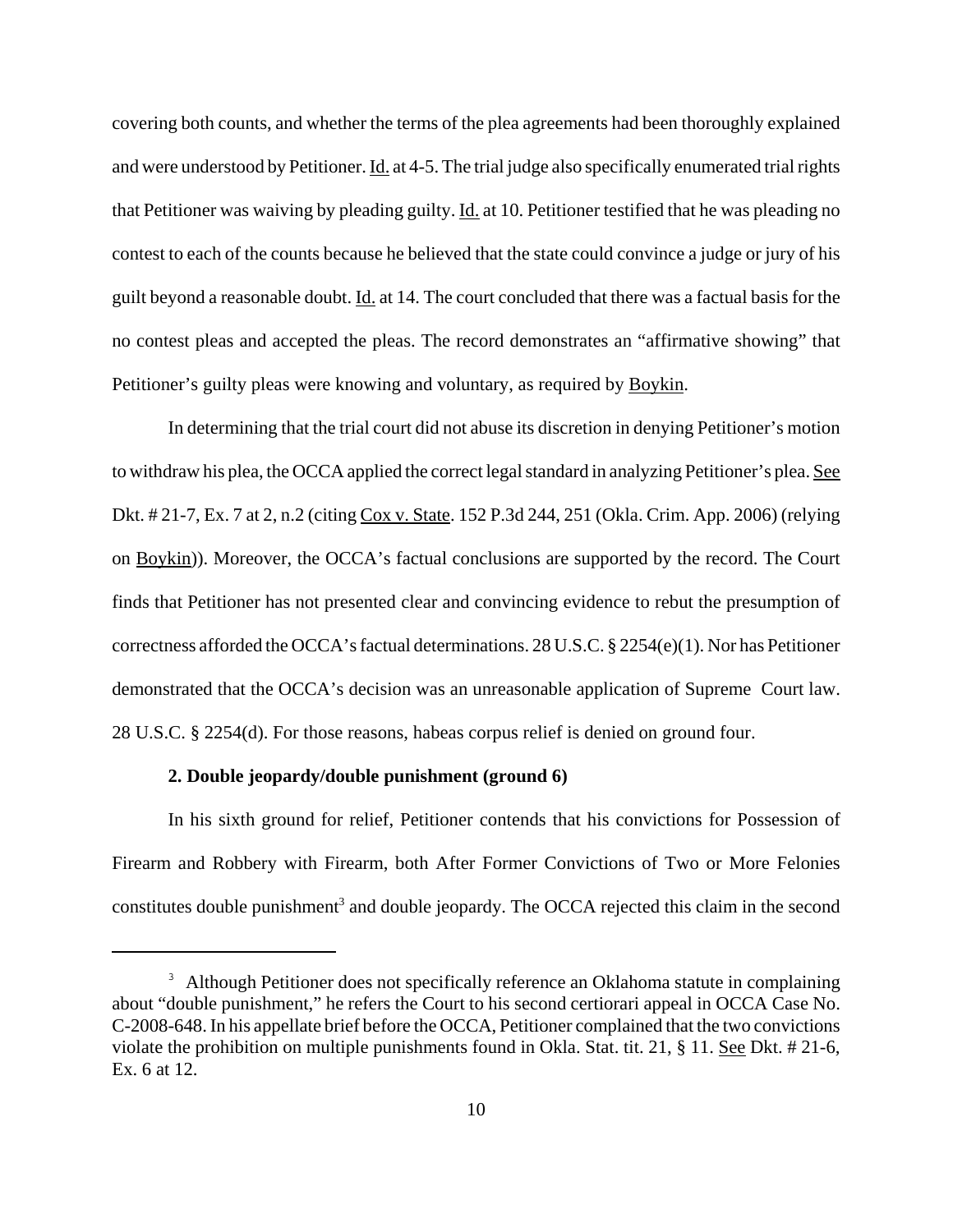covering both counts, and whether the terms of the plea agreements had been thoroughly explained and were understood by Petitioner. Id. at 4-5. The trial judge also specifically enumerated trial rights that Petitioner was waiving by pleading guilty. Id. at 10. Petitioner testified that he was pleading no contest to each of the counts because he believed that the state could convince a judge or jury of his guilt beyond a reasonable doubt. Id. at 14. The court concluded that there was a factual basis for the no contest pleas and accepted the pleas. The record demonstrates an "affirmative showing" that Petitioner's guilty pleas were knowing and voluntary, as required by Boykin.

In determining that the trial court did not abuse its discretion in denying Petitioner's motion to withdraw his plea, the OCCA applied the correct legal standard in analyzing Petitioner's plea. See Dkt. # 21-7, Ex. 7 at 2, n.2 (citing Cox v. State. 152 P.3d 244, 251 (Okla. Crim. App. 2006) (relying on Boykin)). Moreover, the OCCA's factual conclusions are supported by the record. The Court finds that Petitioner has not presented clear and convincing evidence to rebut the presumption of correctness afforded the OCCA's factual determinations. 28 U.S.C. § 2254(e)(1). Nor has Petitioner demonstrated that the OCCA's decision was an unreasonable application of Supreme Court law. 28 U.S.C. § 2254(d). For those reasons, habeas corpus relief is denied on ground four.

**2. Double jeopardy/double punishment (ground 6)**

In his sixth ground for relief, Petitioner contends that his convictions for Possession of Firearm and Robbery with Firearm, both After Former Convictions of Two or More Felonies constitutes double punishment[3] and double jeopardy. The OCCA rejected this claim in the second

---

[3] Although Petitioner does not specifically reference an Oklahoma statute in complaining about "double punishment," he refers the Court to his second certiorari appeal in OCCA Case No. C-2008-648. In his appellate brief before the OCCA, Petitioner complained that the two convictions violate the prohibition on multiple punishments found in Okla. Stat. tit. 21, § 11. See Dkt. # 21-6, Ex. 6 at 12.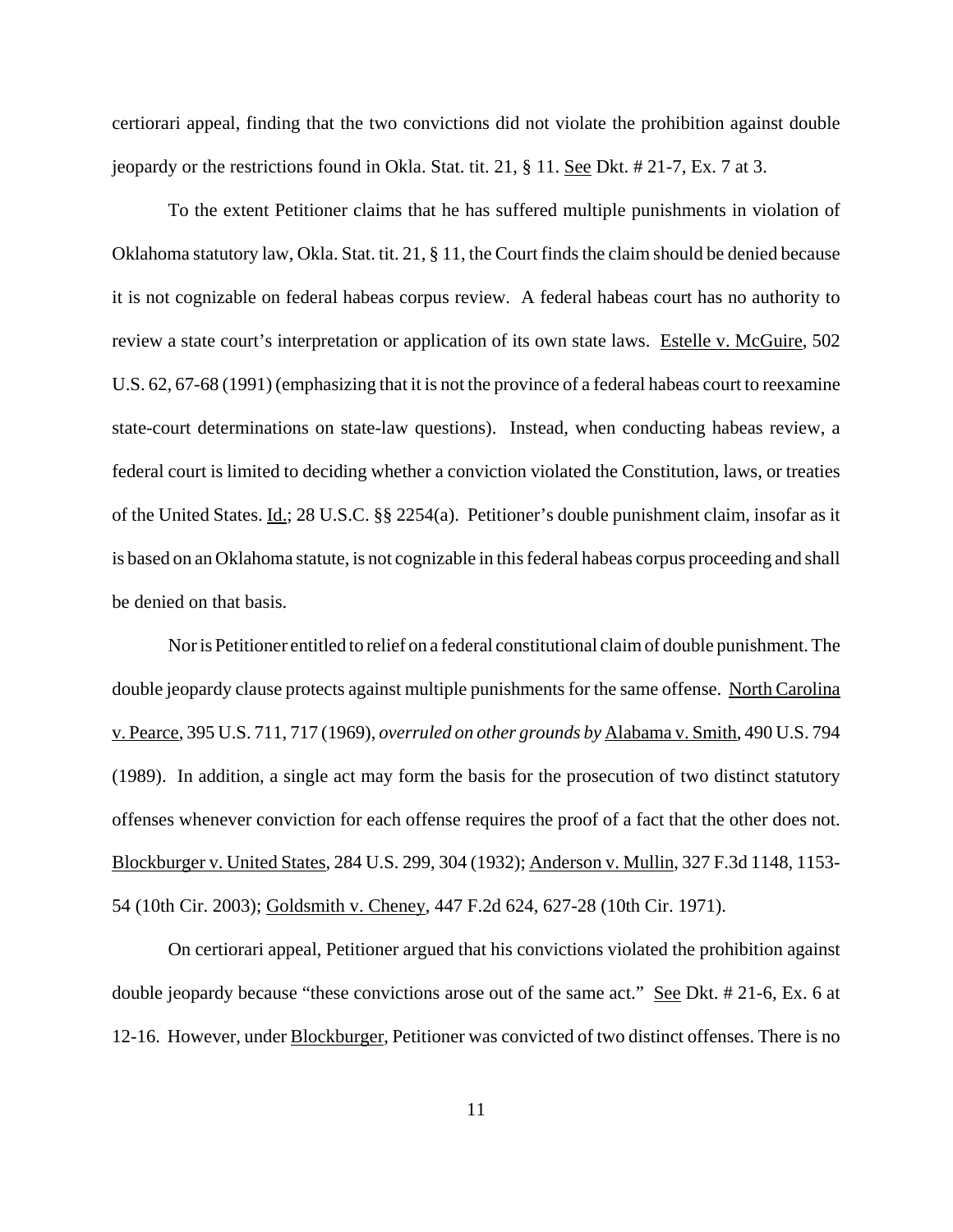certiorari appeal, finding that the two convictions did not violate the prohibition against double jeopardy or the restrictions found in Okla. Stat. tit. 21, § 11. See Dkt. # 21-7, Ex. 7 at 3.

To the extent Petitioner claims that he has suffered multiple punishments in violation of Oklahoma statutory law, Okla. Stat. tit. 21, § 11, the Court finds the claim should be denied because it is not cognizable on federal habeas corpus review. A federal habeas court has no authority to review a state court's interpretation or application of its own state laws. Estelle v. McGuire, 502 U.S. 62, 67-68 (1991) (emphasizing that it is not the province of a federal habeas court to reexamine state-court determinations on state-law questions). Instead, when conducting habeas review, a federal court is limited to deciding whether a conviction violated the Constitution, laws, or treaties of the United States. Id.; 28 U.S.C. §§ 2254(a). Petitioner's double punishment claim, insofar as it is based on an Oklahoma statute, is not cognizable in this federal habeas corpus proceeding and shall be denied on that basis.

Nor is Petitioner entitled to relief on a federal constitutional claim of double punishment. The double jeopardy clause protects against multiple punishments for the same offense. North Carolina v. Pearce, 395 U.S. 711, 717 (1969), *overruled on other grounds by* Alabama v. Smith, 490 U.S. 794 (1989). In addition, a single act may form the basis for the prosecution of two distinct statutory offenses whenever conviction for each offense requires the proof of a fact that the other does not. Blockburger v. United States, 284 U.S. 299, 304 (1932); Anderson v. Mullin, 327 F.3d 1148, 1153-54 (10th Cir. 2003); Goldsmith v. Cheney, 447 F.2d 624, 627-28 (10th Cir. 1971).

On certiorari appeal, Petitioner argued that his convictions violated the prohibition against double jeopardy because "these convictions arose out of the same act." See Dkt. # 21-6, Ex. 6 at 12-16. However, under Blockburger, Petitioner was convicted of two distinct offenses. There is no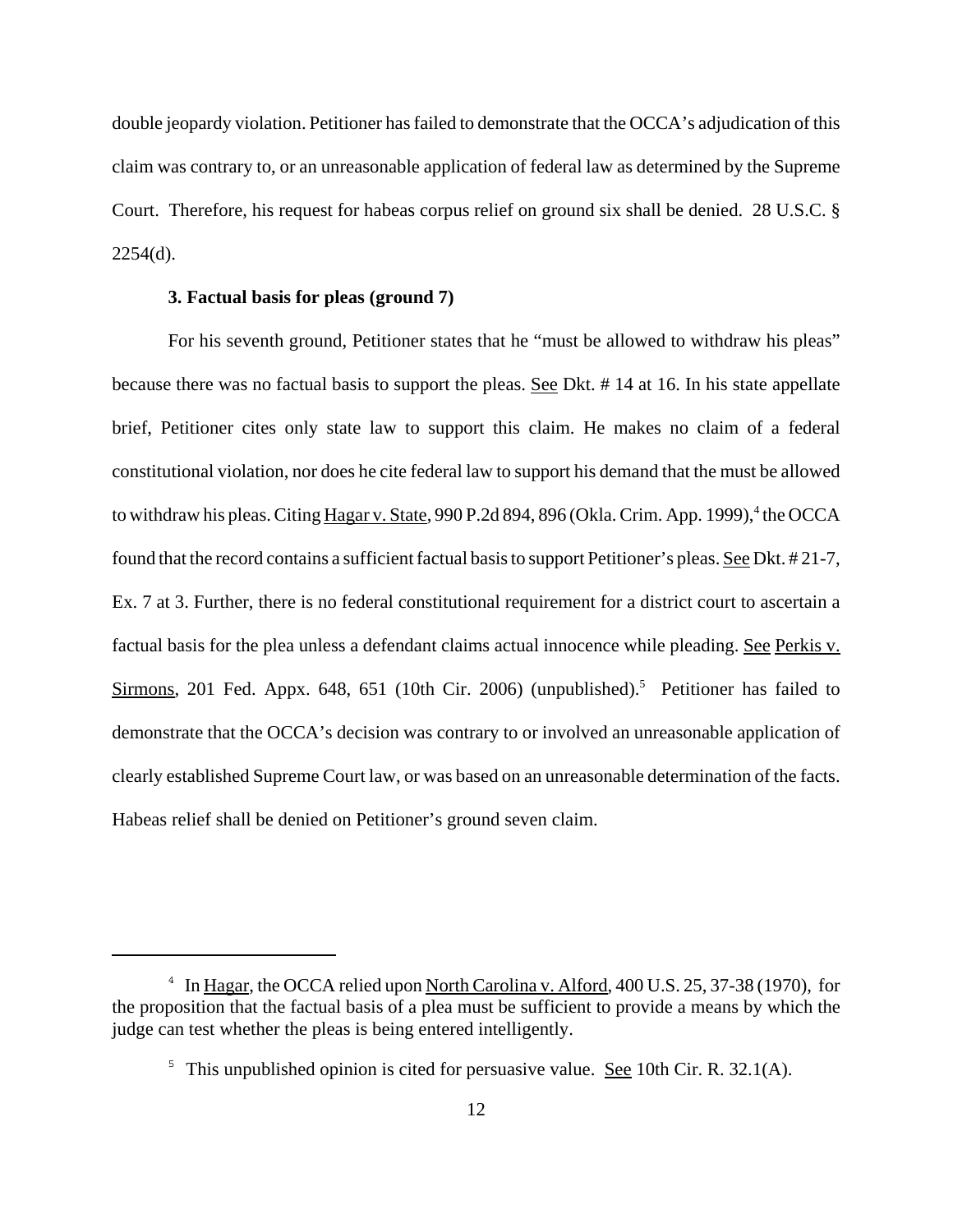double jeopardy violation. Petitioner has failed to demonstrate that the OCCA's adjudication of this claim was contrary to, or an unreasonable application of federal law as determined by the Supreme Court. Therefore, his request for habeas corpus relief on ground six shall be denied. 28 U.S.C. § 2254(d).

**3. Factual basis for pleas (ground 7)**

For his seventh ground, Petitioner states that he "must be allowed to withdraw his pleas" because there was no factual basis to support the pleas. See Dkt. # 14 at 16. In his state appellate brief, Petitioner cites only state law to support this claim. He makes no claim of a federal constitutional violation, nor does he cite federal law to support his demand that the must be allowed to withdraw his pleas. Citing Hagar v. State, 990 P.2d 894, 896 (Okla. Crim. App. 1999),[4] the OCCA found that the record contains a sufficient factual basis to support Petitioner's pleas. See Dkt. # 21-7, Ex. 7 at 3. Further, there is no federal constitutional requirement for a district court to ascertain a factual basis for the plea unless a defendant claims actual innocence while pleading. See Perkis v. Sirmons, 201 Fed. Appx. 648, 651 (10th Cir. 2006) (unpublished).[5] Petitioner has failed to demonstrate that the OCCA's decision was contrary to or involved an unreasonable application of clearly established Supreme Court law, or was based on an unreasonable determination of the facts. Habeas relief shall be denied on Petitioner's ground seven claim.

---

[4] In Hagar, the OCCA relied upon North Carolina v. Alford, 400 U.S. 25, 37-38 (1970), for the proposition that the factual basis of a plea must be sufficient to provide a means by which the judge can test whether the pleas is being entered intelligently.

[5] This unpublished opinion is cited for persuasive value. See 10th Cir. R. 32.1(A).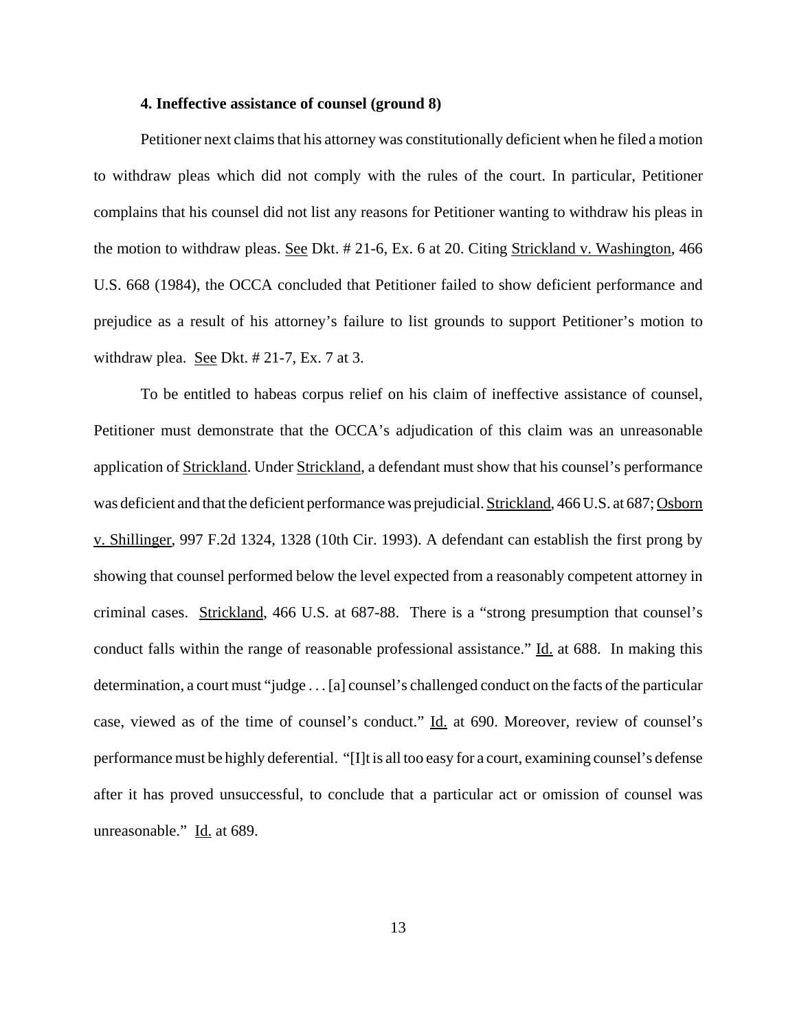#### 4. Ineffective assistance of counsel (ground 8)

Petitioner next claims that his attorney was constitutionally deficient when he filed a motion to withdraw pleas which did not comply with the rules of the court. In particular, Petitioner complains that his counsel did not list any reasons for Petitioner wanting to withdraw his pleas in the motion to withdraw pleas. See Dkt. # 21-6, Ex. 6 at 20. Citing Strickland v. Washington, 466 U.S. 668 (1984), the OCCA concluded that Petitioner failed to show deficient performance and prejudice as a result of his attorney's failure to list grounds to support Petitioner's motion to withdraw plea. See Dkt. # 21-7, Ex. 7 at 3.

To be entitled to habeas corpus relief on his claim of ineffective assistance of counsel, Petitioner must demonstrate that the OCCA's adjudication of this claim was an unreasonable application of Strickland. Under Strickland, a defendant must show that his counsel's performance was deficient and that the deficient performance was prejudicial. Strickland, 466 U.S. at 687; Osborn v. Shillinger, 997 F.2d 1324, 1328 (10th Cir. 1993). A defendant can establish the first prong by showing that counsel performed below the level expected from a reasonably competent attorney in criminal cases. Strickland, 466 U.S. at 687-88. There is a "strong presumption that counsel's conduct falls within the range of reasonable professional assistance." Id. at 688. In making this determination, a court must "judge . . . [a] counsel's challenged conduct on the facts of the particular case, viewed as of the time of counsel's conduct." Id. at 690. Moreover, review of counsel's performance must be highly deferential. "[I]t is all too easy for a court, examining counsel's defense after it has proved unsuccessful, to conclude that a particular act or omission of counsel was unreasonable." Id. at 689.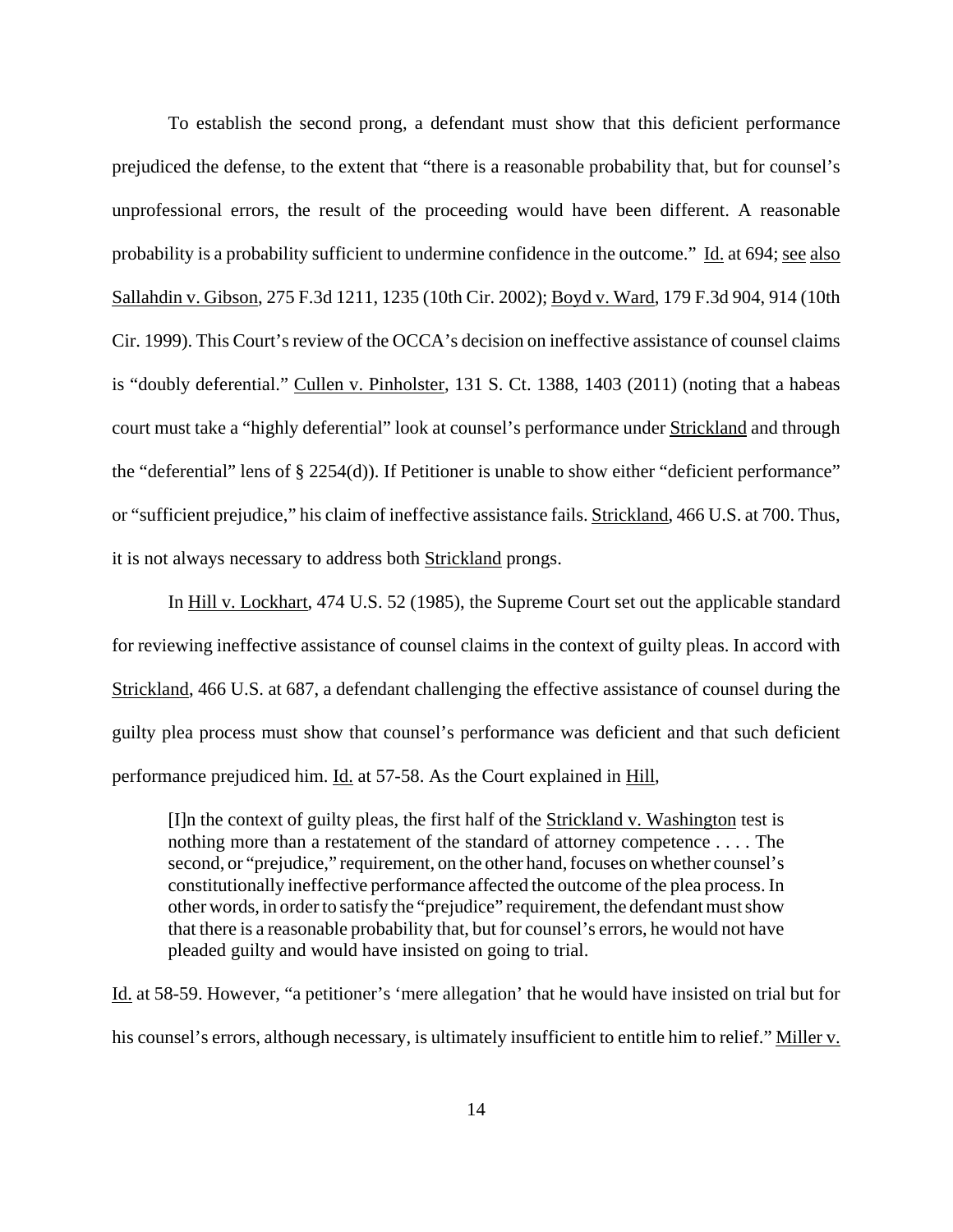To establish the second prong, a defendant must show that this deficient performance prejudiced the defense, to the extent that "there is a reasonable probability that, but for counsel's unprofessional errors, the result of the proceeding would have been different. A reasonable probability is a probability sufficient to undermine confidence in the outcome." Id. at 694; see also Sallahdin v. Gibson, 275 F.3d 1211, 1235 (10th Cir. 2002); Boyd v. Ward, 179 F.3d 904, 914 (10th Cir. 1999). This Court's review of the OCCA's decision on ineffective assistance of counsel claims is "doubly deferential." Cullen v. Pinholster, 131 S. Ct. 1388, 1403 (2011) (noting that a habeas court must take a "highly deferential" look at counsel's performance under Strickland and through the "deferential" lens of § 2254(d)). If Petitioner is unable to show either "deficient performance" or "sufficient prejudice," his claim of ineffective assistance fails. Strickland, 466 U.S. at 700. Thus, it is not always necessary to address both Strickland prongs.

In Hill v. Lockhart, 474 U.S. 52 (1985), the Supreme Court set out the applicable standard for reviewing ineffective assistance of counsel claims in the context of guilty pleas. In accord with Strickland, 466 U.S. at 687, a defendant challenging the effective assistance of counsel during the guilty plea process must show that counsel's performance was deficient and that such deficient performance prejudiced him. Id. at 57-58. As the Court explained in Hill,

> [I]n the context of guilty pleas, the first half of the Strickland v. Washington test is nothing more than a restatement of the standard of attorney competence . . . . The second, or "prejudice," requirement, on the other hand, focuses on whether counsel's constitutionally ineffective performance affected the outcome of the plea process. In other words, in order to satisfy the "prejudice" requirement, the defendant must show that there is a reasonable probability that, but for counsel's errors, he would not have pleaded guilty and would have insisted on going to trial.

Id. at 58-59. However, "a petitioner's 'mere allegation' that he would have insisted on trial but for his counsel's errors, although necessary, is ultimately insufficient to entitle him to relief." Miller v.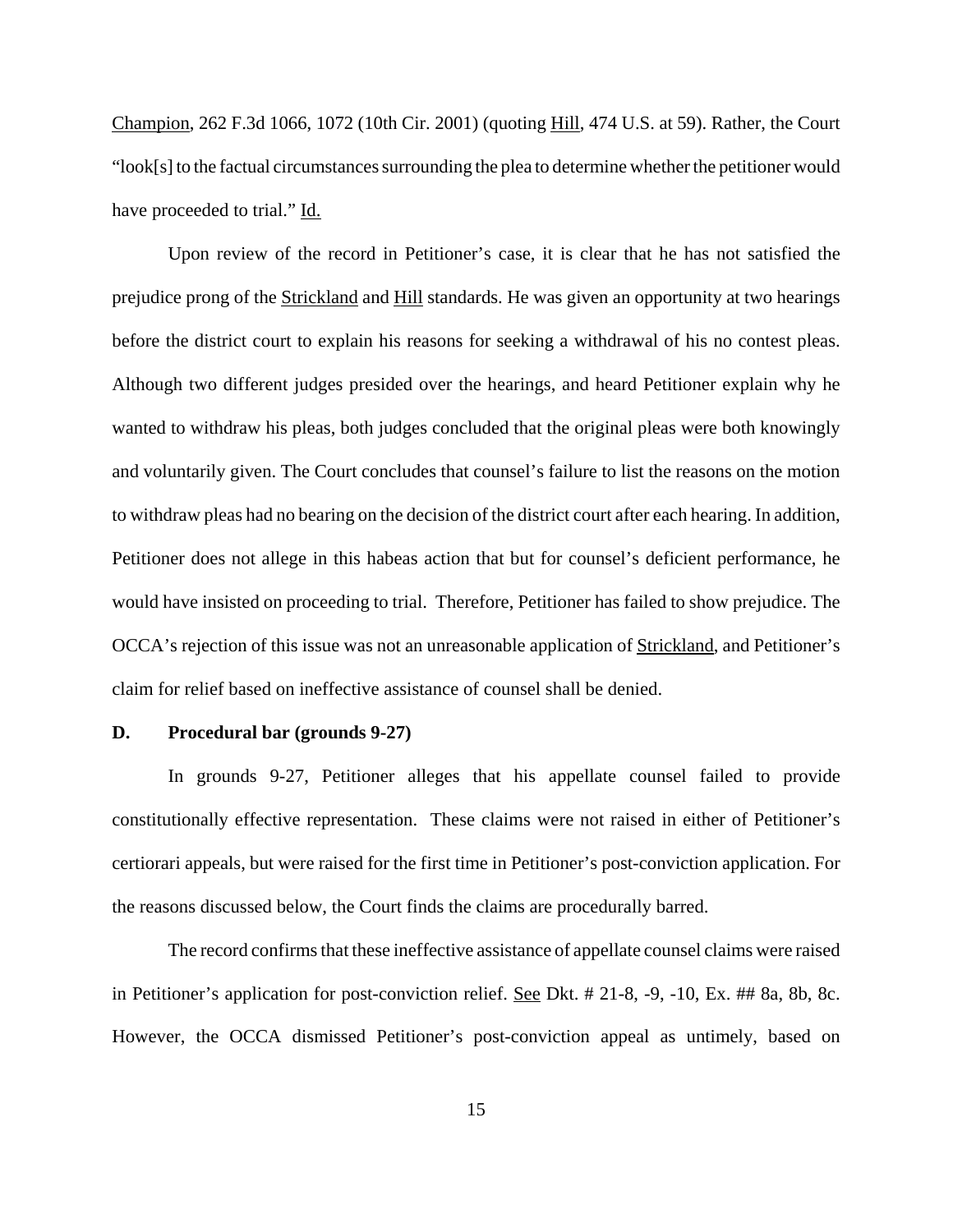Champion, 262 F.3d 1066, 1072 (10th Cir. 2001) (quoting Hill, 474 U.S. at 59). Rather, the Court "look[s] to the factual circumstances surrounding the plea to determine whether the petitioner would have proceeded to trial." Id.

Upon review of the record in Petitioner's case, it is clear that he has not satisfied the prejudice prong of the Strickland and Hill standards. He was given an opportunity at two hearings before the district court to explain his reasons for seeking a withdrawal of his no contest pleas. Although two different judges presided over the hearings, and heard Petitioner explain why he wanted to withdraw his pleas, both judges concluded that the original pleas were both knowingly and voluntarily given. The Court concludes that counsel's failure to list the reasons on the motion to withdraw pleas had no bearing on the decision of the district court after each hearing. In addition, Petitioner does not allege in this habeas action that but for counsel's deficient performance, he would have insisted on proceeding to trial. Therefore, Petitioner has failed to show prejudice. The OCCA's rejection of this issue was not an unreasonable application of Strickland, and Petitioner's claim for relief based on ineffective assistance of counsel shall be denied.

**D. Procedural bar (grounds 9-27)**

In grounds 9-27, Petitioner alleges that his appellate counsel failed to provide constitutionally effective representation. These claims were not raised in either of Petitioner's certiorari appeals, but were raised for the first time in Petitioner's post-conviction application. For the reasons discussed below, the Court finds the claims are procedurally barred.

The record confirms that these ineffective assistance of appellate counsel claims were raised in Petitioner's application for post-conviction relief. See Dkt. # 21-8, -9, -10, Ex. ## 8a, 8b, 8c. However, the OCCA dismissed Petitioner's post-conviction appeal as untimely, based on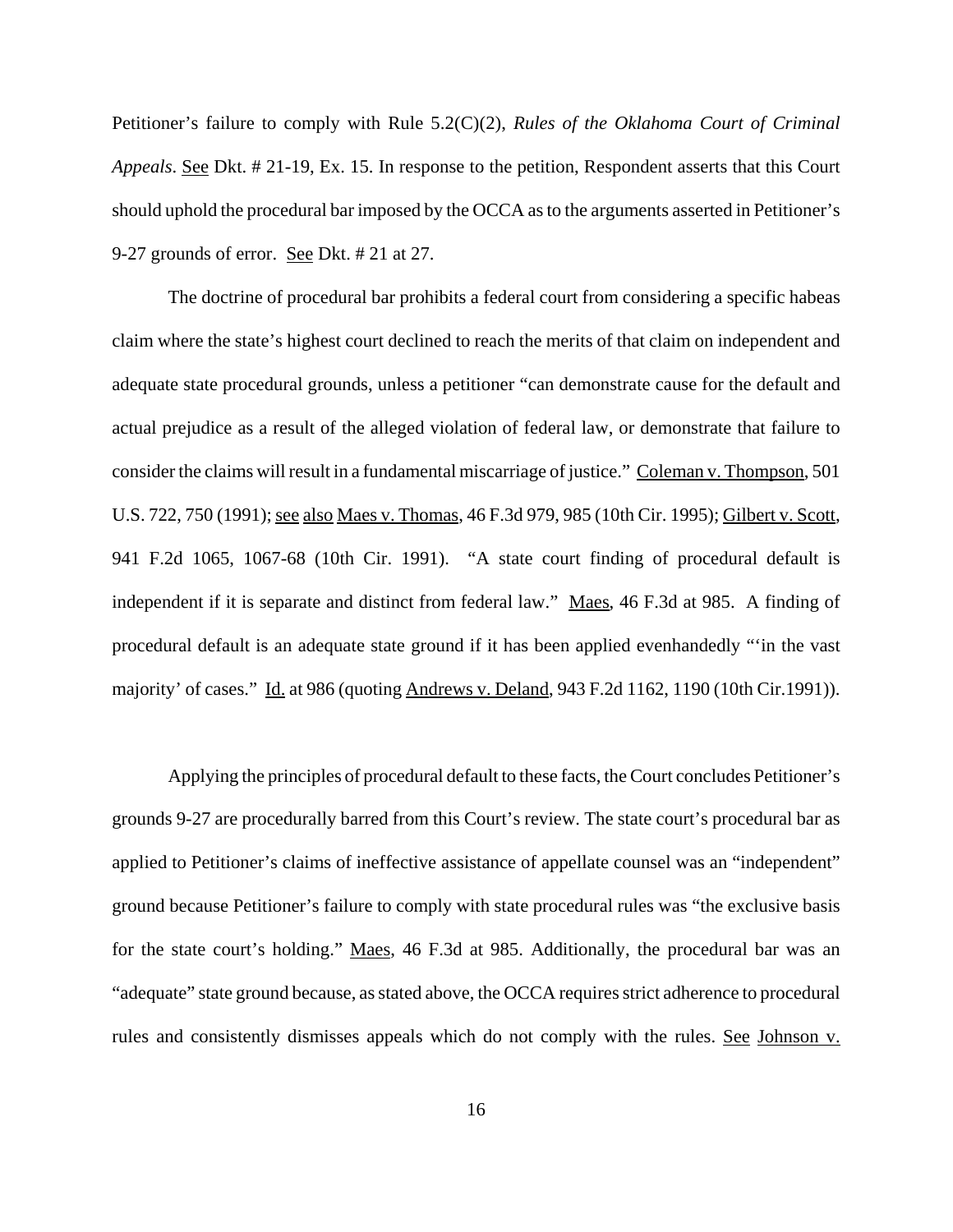Petitioner's failure to comply with Rule 5.2(C)(2), *Rules of the Oklahoma Court of Criminal Appeals*. See Dkt. # 21-19, Ex. 15. In response to the petition, Respondent asserts that this Court should uphold the procedural bar imposed by the OCCA as to the arguments asserted in Petitioner's 9-27 grounds of error. See Dkt. # 21 at 27.

The doctrine of procedural bar prohibits a federal court from considering a specific habeas claim where the state's highest court declined to reach the merits of that claim on independent and adequate state procedural grounds, unless a petitioner "can demonstrate cause for the default and actual prejudice as a result of the alleged violation of federal law, or demonstrate that failure to consider the claims will result in a fundamental miscarriage of justice." Coleman v. Thompson, 501 U.S. 722, 750 (1991); see also Maes v. Thomas, 46 F.3d 979, 985 (10th Cir. 1995); Gilbert v. Scott, 941 F.2d 1065, 1067-68 (10th Cir. 1991). "A state court finding of procedural default is independent if it is separate and distinct from federal law." Maes, 46 F.3d at 985. A finding of procedural default is an adequate state ground if it has been applied evenhandedly "'in the vast majority' of cases." Id. at 986 (quoting Andrews v. Deland, 943 F.2d 1162, 1190 (10th Cir.1991)).

Applying the principles of procedural default to these facts, the Court concludes Petitioner's grounds 9-27 are procedurally barred from this Court's review. The state court's procedural bar as applied to Petitioner's claims of ineffective assistance of appellate counsel was an "independent" ground because Petitioner's failure to comply with state procedural rules was "the exclusive basis for the state court's holding." Maes, 46 F.3d at 985. Additionally, the procedural bar was an "adequate" state ground because, as stated above, the OCCA requires strict adherence to procedural rules and consistently dismisses appeals which do not comply with the rules. See Johnson v.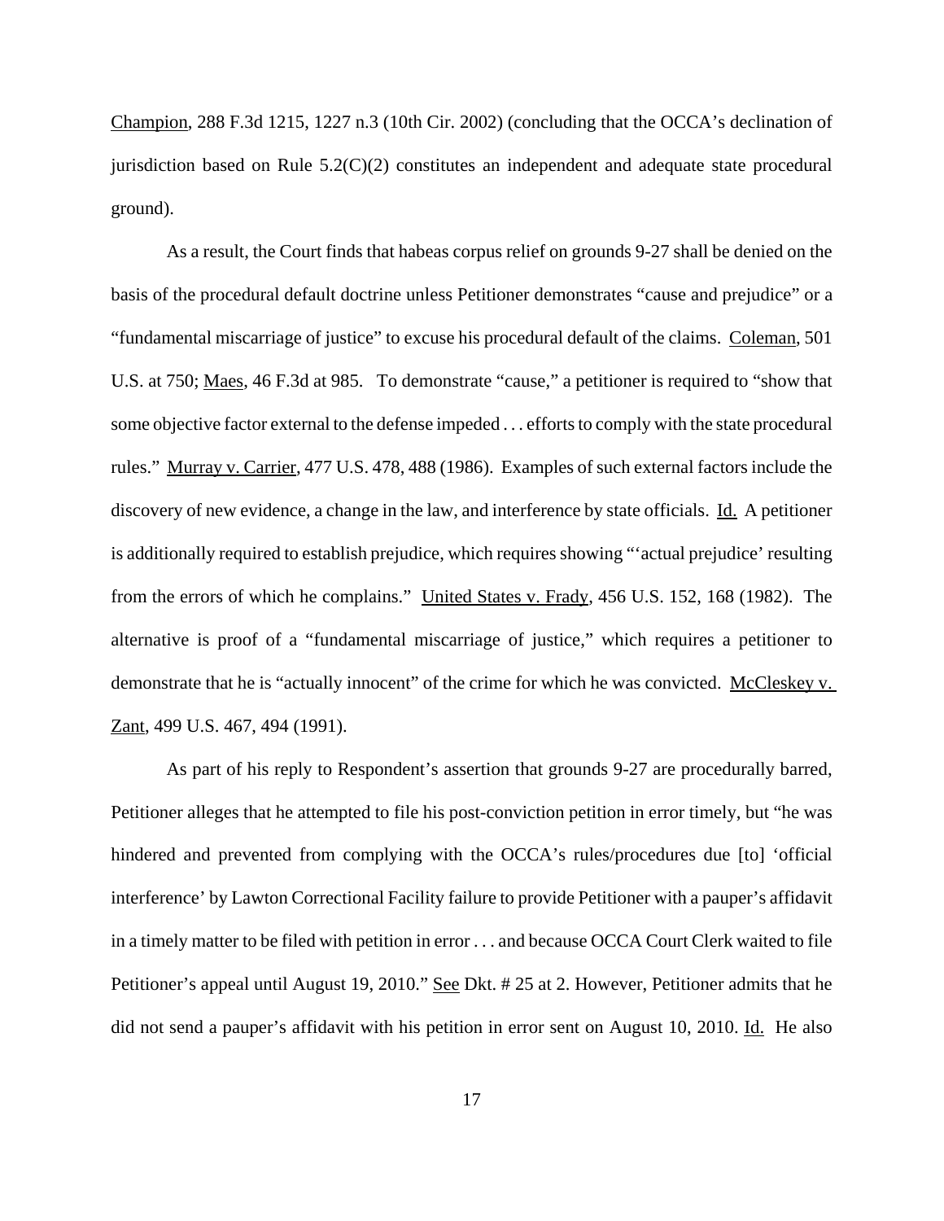Champion, 288 F.3d 1215, 1227 n.3 (10th Cir. 2002) (concluding that the OCCA's declination of jurisdiction based on Rule 5.2(C)(2) constitutes an independent and adequate state procedural ground).

As a result, the Court finds that habeas corpus relief on grounds 9-27 shall be denied on the basis of the procedural default doctrine unless Petitioner demonstrates "cause and prejudice" or a "fundamental miscarriage of justice" to excuse his procedural default of the claims. Coleman, 501 U.S. at 750; Maes, 46 F.3d at 985. To demonstrate "cause," a petitioner is required to "show that some objective factor external to the defense impeded . . . efforts to comply with the state procedural rules." Murray v. Carrier, 477 U.S. 478, 488 (1986). Examples of such external factors include the discovery of new evidence, a change in the law, and interference by state officials. Id. A petitioner is additionally required to establish prejudice, which requires showing "'actual prejudice' resulting from the errors of which he complains." United States v. Frady, 456 U.S. 152, 168 (1982). The alternative is proof of a "fundamental miscarriage of justice," which requires a petitioner to demonstrate that he is "actually innocent" of the crime for which he was convicted. McCleskey v. Zant, 499 U.S. 467, 494 (1991).

As part of his reply to Respondent's assertion that grounds 9-27 are procedurally barred, Petitioner alleges that he attempted to file his post-conviction petition in error timely, but "he was hindered and prevented from complying with the OCCA's rules/procedures due [to] 'official interference' by Lawton Correctional Facility failure to provide Petitioner with a pauper's affidavit in a timely matter to be filed with petition in error . . . and because OCCA Court Clerk waited to file Petitioner's appeal until August 19, 2010." See Dkt. # 25 at 2. However, Petitioner admits that he did not send a pauper's affidavit with his petition in error sent on August 10, 2010. Id. He also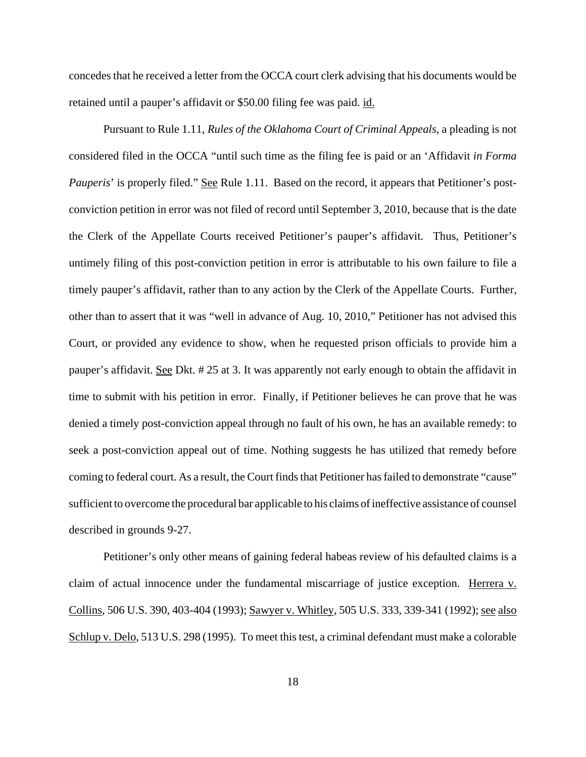concedes that he received a letter from the OCCA court clerk advising that his documents would be retained until a pauper's affidavit or $50.00 filing fee was paid. id.

Pursuant to Rule 1.11, *Rules of the Oklahoma Court of Criminal Appeals*, a pleading is not considered filed in the OCCA "until such time as the filing fee is paid or an 'Affidavit *in Forma Pauperis*' is properly filed." See Rule 1.11. Based on the record, it appears that Petitioner's post-conviction petition in error was not filed of record until September 3, 2010, because that is the date the Clerk of the Appellate Courts received Petitioner's pauper's affidavit. Thus, Petitioner's untimely filing of this post-conviction petition in error is attributable to his own failure to file a timely pauper's affidavit, rather than to any action by the Clerk of the Appellate Courts. Further, other than to assert that it was "well in advance of Aug. 10, 2010," Petitioner has not advised this Court, or provided any evidence to show, when he requested prison officials to provide him a pauper's affidavit. See Dkt. # 25 at 3. It was apparently not early enough to obtain the affidavit in time to submit with his petition in error. Finally, if Petitioner believes he can prove that he was denied a timely post-conviction appeal through no fault of his own, he has an available remedy: to seek a post-conviction appeal out of time. Nothing suggests he has utilized that remedy before coming to federal court. As a result, the Court finds that Petitioner has failed to demonstrate "cause" sufficient to overcome the procedural bar applicable to his claims of ineffective assistance of counsel described in grounds 9-27.

Petitioner's only other means of gaining federal habeas review of his defaulted claims is a claim of actual innocence under the fundamental miscarriage of justice exception. Herrera v. Collins, 506 U.S. 390, 403-404 (1993); Sawyer v. Whitley, 505 U.S. 333, 339-341 (1992); see also Schlup v. Delo, 513 U.S. 298 (1995). To meet this test, a criminal defendant must make a colorable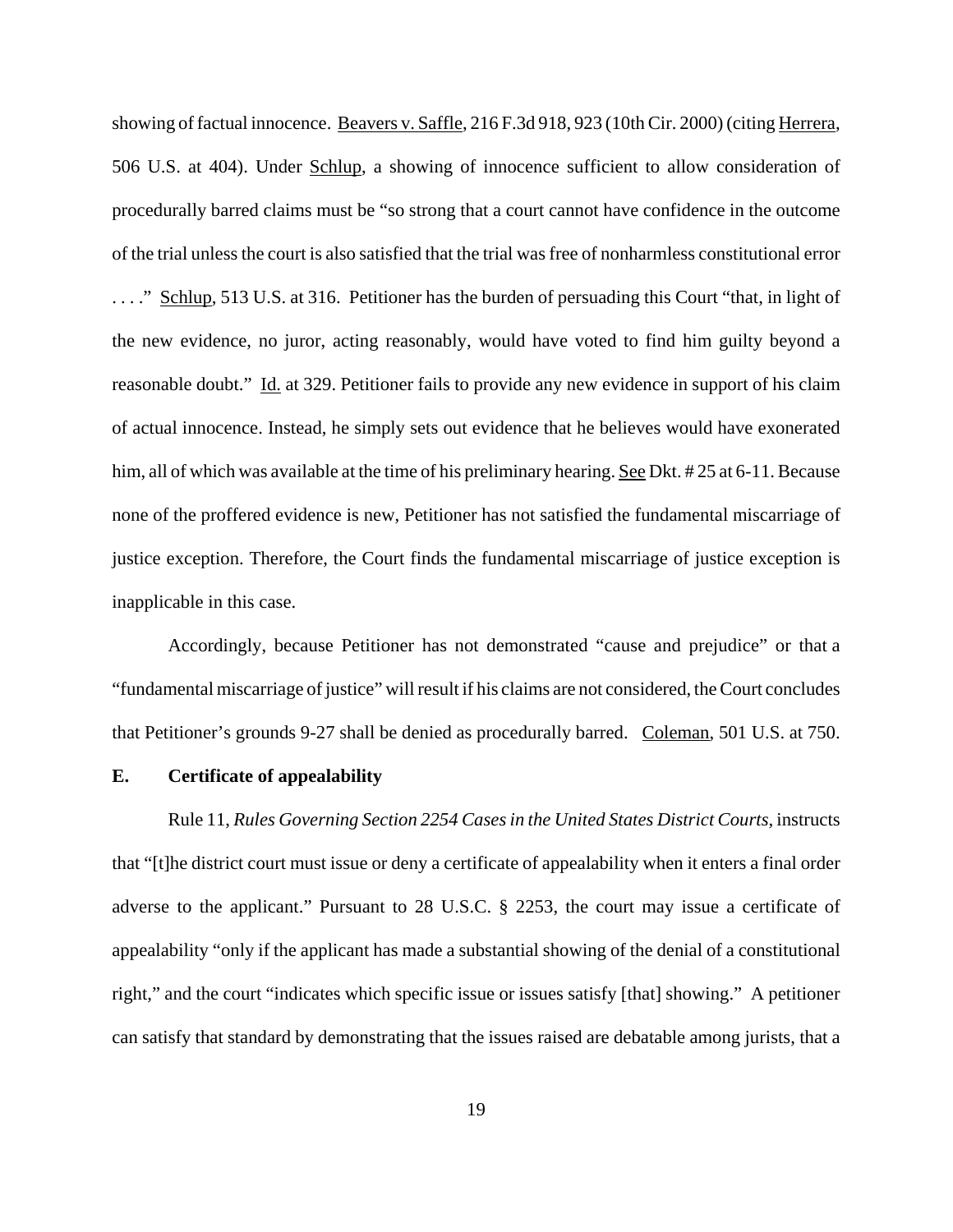showing of factual innocence. Beavers v. Saffle, 216 F.3d 918, 923 (10th Cir. 2000) (citing Herrera, 506 U.S. at 404). Under Schlup, a showing of innocence sufficient to allow consideration of procedurally barred claims must be "so strong that a court cannot have confidence in the outcome of the trial unless the court is also satisfied that the trial was free of nonharmless constitutional error . . . ." Schlup, 513 U.S. at 316. Petitioner has the burden of persuading this Court "that, in light of the new evidence, no juror, acting reasonably, would have voted to find him guilty beyond a reasonable doubt." Id. at 329. Petitioner fails to provide any new evidence in support of his claim of actual innocence. Instead, he simply sets out evidence that he believes would have exonerated him, all of which was available at the time of his preliminary hearing. See Dkt. # 25 at 6-11. Because none of the proffered evidence is new, Petitioner has not satisfied the fundamental miscarriage of justice exception. Therefore, the Court finds the fundamental miscarriage of justice exception is inapplicable in this case.

Accordingly, because Petitioner has not demonstrated "cause and prejudice" or that a "fundamental miscarriage of justice" will result if his claims are not considered, the Court concludes that Petitioner's grounds 9-27 shall be denied as procedurally barred. Coleman, 501 U.S. at 750.

**E. Certificate of appealability**

Rule 11, *Rules Governing Section 2254 Cases in the United States District Courts*, instructs that "[t]he district court must issue or deny a certificate of appealability when it enters a final order adverse to the applicant." Pursuant to 28 U.S.C. § 2253, the court may issue a certificate of appealability "only if the applicant has made a substantial showing of the denial of a constitutional right," and the court "indicates which specific issue or issues satisfy [that] showing." A petitioner can satisfy that standard by demonstrating that the issues raised are debatable among jurists, that a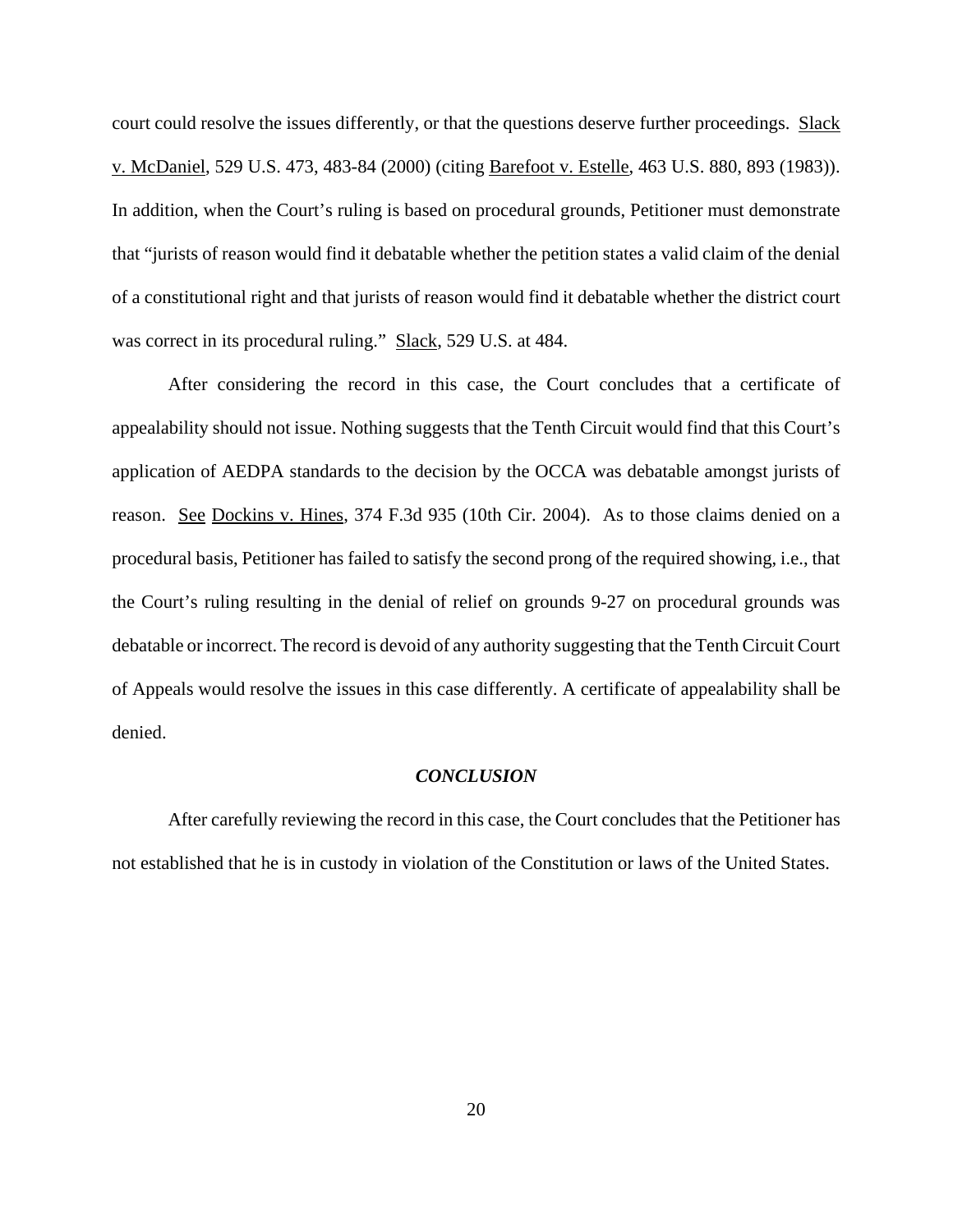court could resolve the issues differently, or that the questions deserve further proceedings. Slack v. McDaniel, 529 U.S. 473, 483-84 (2000) (citing Barefoot v. Estelle, 463 U.S. 880, 893 (1983)). In addition, when the Court's ruling is based on procedural grounds, Petitioner must demonstrate that "jurists of reason would find it debatable whether the petition states a valid claim of the denial of a constitutional right and that jurists of reason would find it debatable whether the district court was correct in its procedural ruling." Slack, 529 U.S. at 484.

After considering the record in this case, the Court concludes that a certificate of appealability should not issue. Nothing suggests that the Tenth Circuit would find that this Court's application of AEDPA standards to the decision by the OCCA was debatable amongst jurists of reason. See Dockins v. Hines, 374 F.3d 935 (10th Cir. 2004). As to those claims denied on a procedural basis, Petitioner has failed to satisfy the second prong of the required showing, i.e., that the Court's ruling resulting in the denial of relief on grounds 9-27 on procedural grounds was debatable or incorrect. The record is devoid of any authority suggesting that the Tenth Circuit Court of Appeals would resolve the issues in this case differently. A certificate of appealability shall be denied.

### ***CONCLUSION***

After carefully reviewing the record in this case, the Court concludes that the Petitioner has not established that he is in custody in violation of the Constitution or laws of the United States.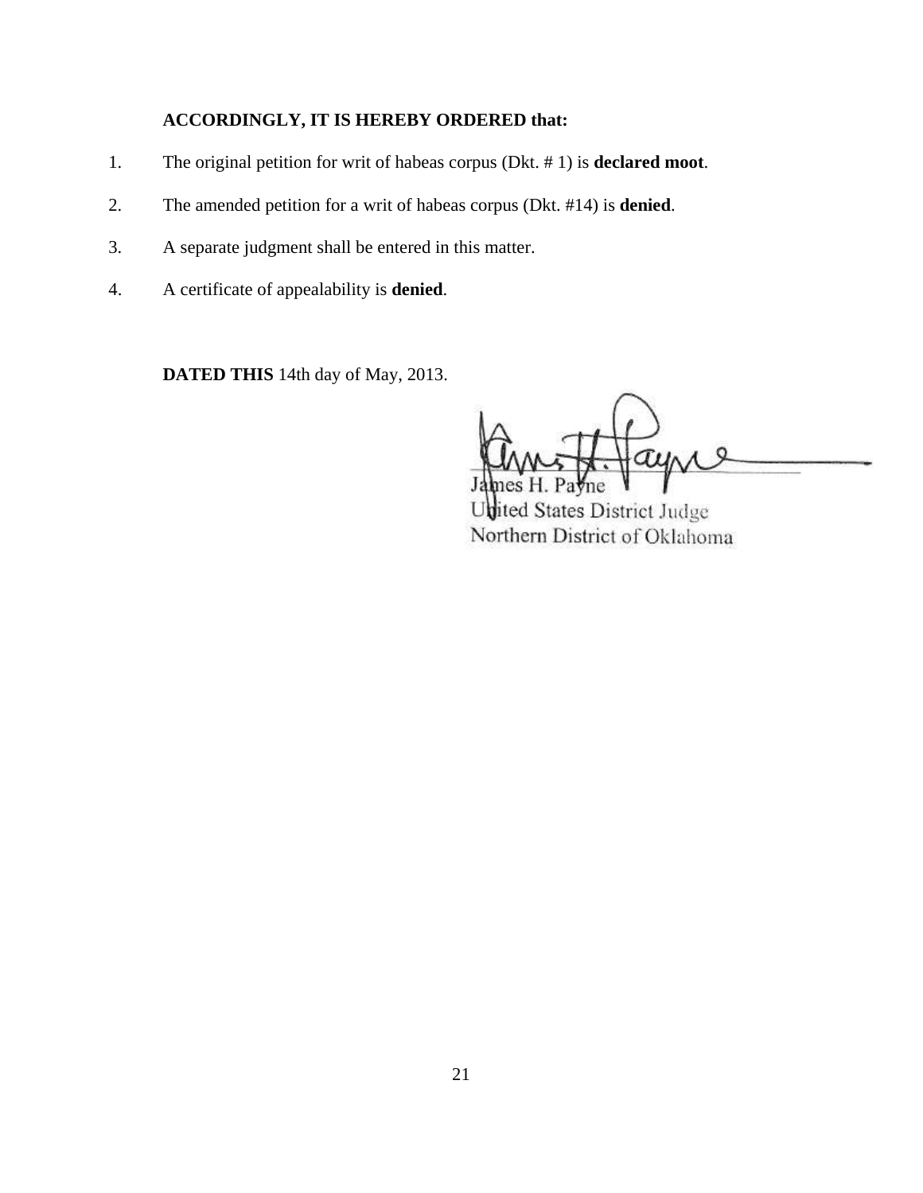**ACCORDINGLY, IT IS HEREBY ORDERED that:**

1. The original petition for writ of habeas corpus (Dkt. # 1) is **declared moot**.
2. The amended petition for a writ of habeas corpus (Dkt. #14) is **denied**.
3. A separate judgment shall be entered in this matter.
4. A certificate of appealability is **denied**.

**DATED THIS** 14th day of May, 2013.

James H. Payne
United States District Judge
Northern District of Oklahoma